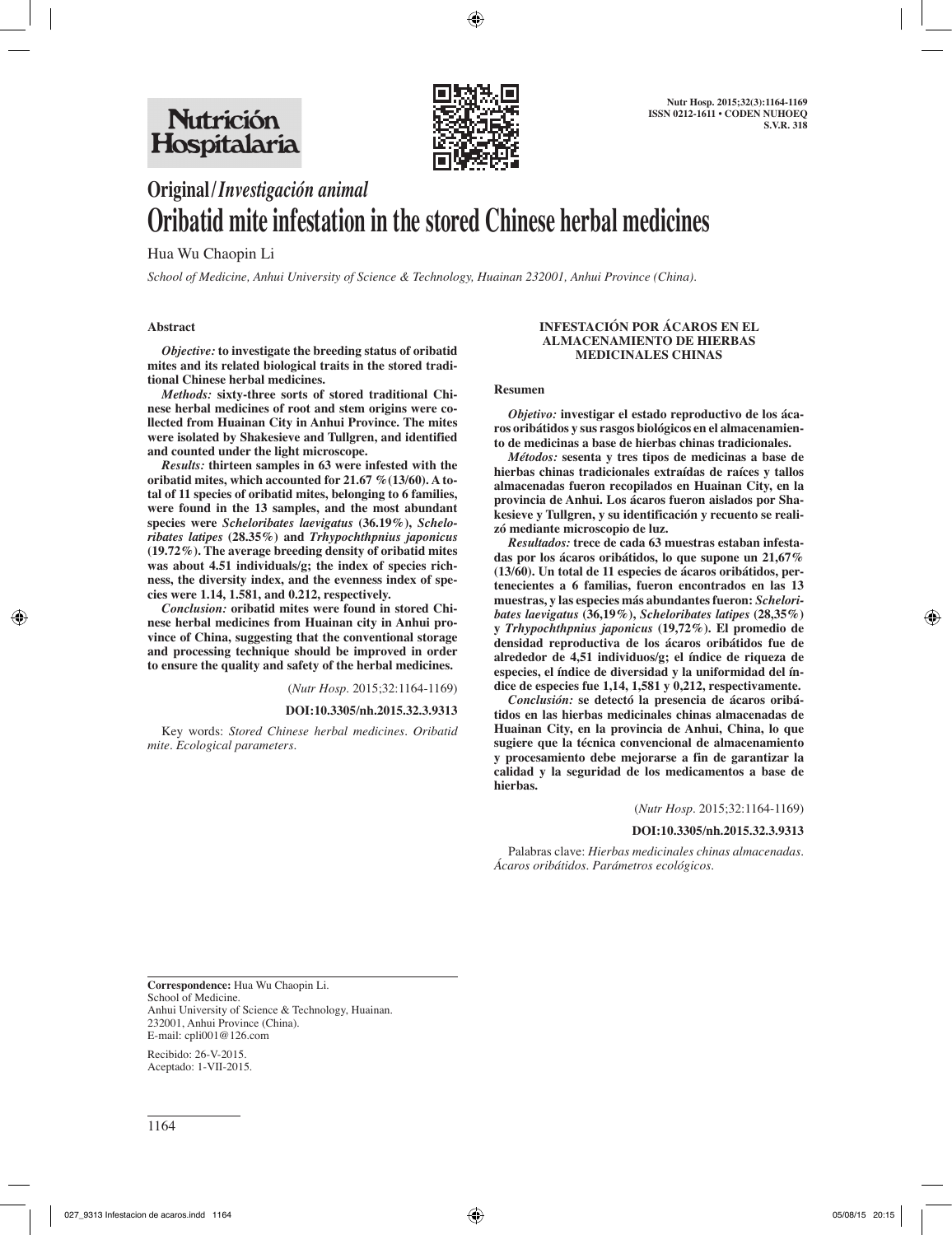# Original/*Investigación animal*

# Oribatid mite infestation in the stored Chinese herbal medicines

Hua Wu Chaopin Li

*School of Medicine, Anhui University of Science & Technology, Huainan 232001, Anhui Province (China).*

## Abstract

***Objective:*** **to investigate the breeding status of oribatid mites and its related biological traits in the stored traditional Chinese herbal medicines.**

***Methods:*** **sixty-three sorts of stored traditional Chinese herbal medicines of root and stem origins were collected from Huainan City in Anhui Province. The mites were isolated by Shakesieve and Tullgren, and identified and counted under the light microscope.**

***Results:*** **thirteen samples in 63 were infested with the oribatid mites, which accounted for 21.67 %(13/60). A total of 11 species of oribatid mites, belonging to 6 families, were found in the 13 samples, and the most abundant species were *Scheloribates laevigatus* (36.19%), *Scheloribates latipes* (28.35%) and *Trhypochthpnius japonicus* (19.72%). The average breeding density of oribatid mites was about 4.51 individuals/g; the index of species richness, the diversity index, and the evenness index of species were 1.14, 1.581, and 0.212, respectively.**

***Conclusion:*** **oribatid mites were found in stored Chinese herbal medicines from Huainan city in Anhui province of China, suggesting that the conventional storage and processing technique should be improved in order to ensure the quality and safety of the herbal medicines.**

(*Nutr Hosp.* 2015;32:1164-1169)

**DOI:10.3305/nh.2015.32.3.9313**

Key words: *Stored Chinese herbal medicines. Oribatid mite. Ecological parameters.*

## INFESTACIÓN POR ÁCAROS EN EL ALMACENAMIENTO DE HIERBAS MEDICINALES CHINAS

### Resumen

***Objetivo:*** **investigar el estado reproductivo de los ácaros oribátidos y sus rasgos biológicos en el almacenamiento de medicinas a base de hierbas chinas tradicionales.**

***Métodos:*** **sesenta y tres tipos de medicinas a base de hierbas chinas tradicionales extraídas de raíces y tallos almacenadas fueron recopilados en Huainan City, en la provincia de Anhui. Los ácaros fueron aislados por Shakesieve y Tullgren, y su identificación y recuento se realizó mediante microscopio de luz.**

***Resultados:*** **trece de cada 63 muestras estaban infestadas por los ácaros oribátidos, lo que supone un 21,67% (13/60). Un total de 11 especies de ácaros oribátidos, pertenecientes a 6 familias, fueron encontrados en las 13 muestras, y las especies más abundantes fueron: *Scheloribates laevigatus* (36,19%), *Scheloribates latipes* (28,35%) y *Trhypochthpnius japonicus* (19,72%). El promedio de densidad reproductiva de los ácaros oribátidos fue de alrededor de 4,51 individuos/g; el índice de riqueza de especies, el índice de diversidad y la uniformidad del índice de especies fue 1,14, 1,581 y 0,212, respectivamente.**

***Conclusión:*** **se detectó la presencia de ácaros oribátidos en las hierbas medicinales chinas almacenadas de Huainan City, en la provincia de Anhui, China, lo que sugiere que la técnica convencional de almacenamiento y procesamiento debe mejorarse a fin de garantizar la calidad y la seguridad de los medicamentos a base de hierbas.**

(*Nutr Hosp.* 2015;32:1164-1169)

**DOI:10.3305/nh.2015.32.3.9313**

Palabras clave: *Hierbas medicinales chinas almacenadas. Ácaros oribátidos. Parámetros ecológicos.*

---

**Correspondence:** Hua Wu Chaopin Li.
School of Medicine.
Anhui University of Science & Technology, Huainan.
232001, Anhui Province (China).
E-mail: cpli001@126.com

Recibido: 26-V-2015.
Aceptado: 1-VII-2015.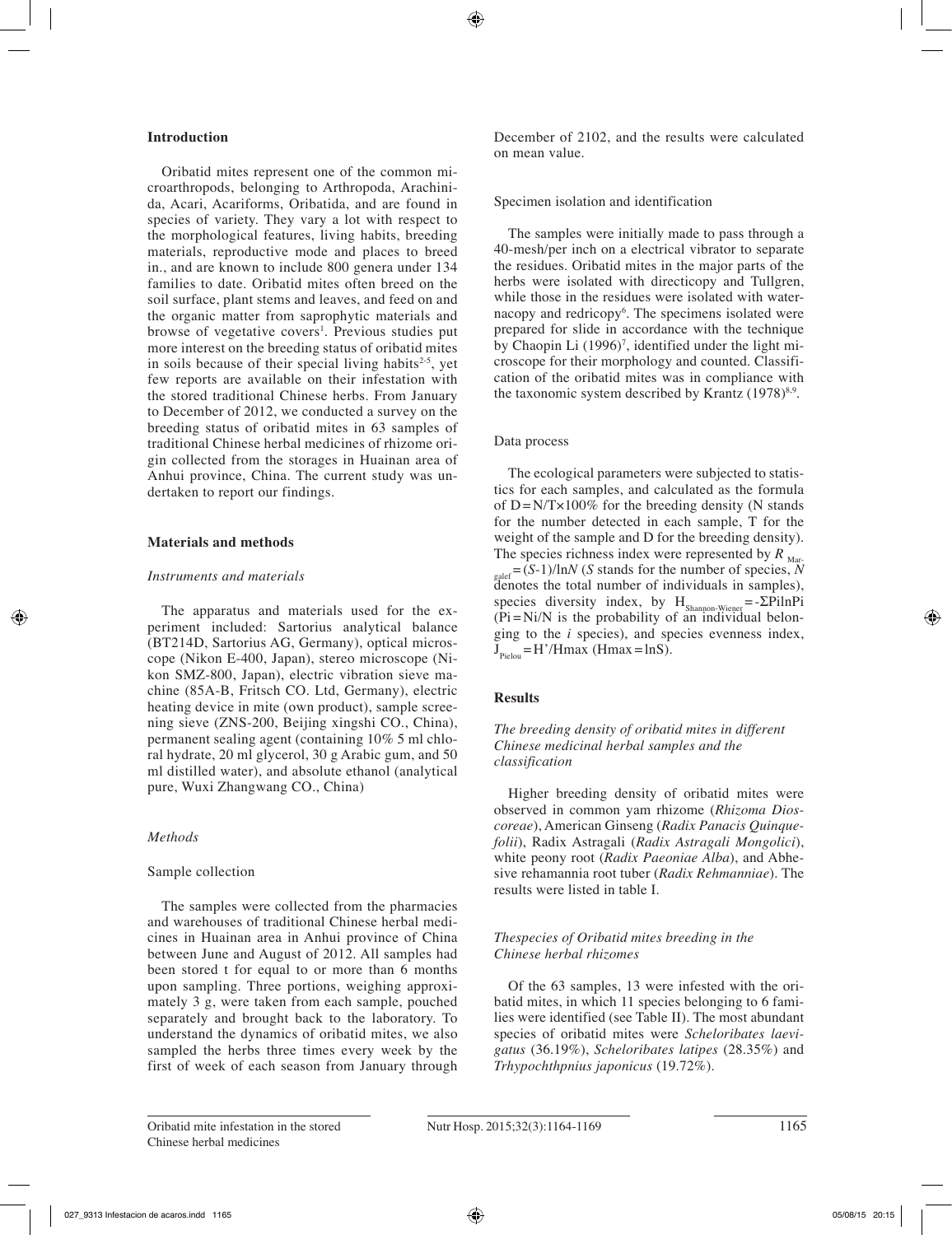## Introduction

Oribatid mites represent one of the common microarthropods, belonging to Arthropoda, Arachinida, Acari, Acariforms, Oribatida, and are found in species of variety. They vary a lot with respect to the morphological features, living habits, breeding materials, reproductive mode and places to breed in., and are known to include 800 genera under 134 families to date. Oribatid mites often breed on the soil surface, plant stems and leaves, and feed on and the organic matter from saprophytic materials and browse of vegetative covers[1]. Previous studies put more interest on the breeding status of oribatid mites in soils because of their special living habits[2-5], yet few reports are available on their infestation with the stored traditional Chinese herbs. From January to December of 2012, we conducted a survey on the breeding status of oribatid mites in 63 samples of traditional Chinese herbal medicines of rhizome origin collected from the storages in Huainan area of Anhui province, China. The current study was undertaken to report our findings.

## Materials and methods

### *Instruments and materials*

The apparatus and materials used for the experiment included: Sartorius analytical balance (BT214D, Sartorius AG, Germany), optical microscope (Nikon E-400, Japan), stereo microscope (Nikon SMZ-800, Japan), electric vibration sieve machine (85A-B, Fritsch CO. Ltd, Germany), electric heating device in mite (own product), sample screening sieve (ZNS-200, Beijing xingshi CO., China), permanent sealing agent (containing 10% 5 ml chloral hydrate, 20 ml glycerol, 30 g Arabic gum, and 50 ml distilled water), and absolute ethanol (analytical pure, Wuxi Zhangwang CO., China)

### *Methods*

#### Sample collection

The samples were collected from the pharmacies and warehouses of traditional Chinese herbal medicines in Huainan area in Anhui province of China between June and August of 2012. All samples had been stored t for equal to or more than 6 months upon sampling. Three portions, weighing approximately 3 g, were taken from each sample, pouched separately and brought back to the laboratory. To understand the dynamics of oribatid mites, we also sampled the herbs three times every week by the first of week of each season from January through December of 2102, and the results were calculated on mean value.

#### Specimen isolation and identification

The samples were initially made to pass through a 40-mesh/per inch on a electrical vibrator to separate the residues. Oribatid mites in the major parts of the herbs were isolated with directicopy and Tullgren, while those in the residues were isolated with waternacopy and redricopy[6]. The specimens isolated were prepared for slide in accordance with the technique by Chaopin Li (1996)[7], identified under the light microscope for their morphology and counted. Classification of the oribatid mites was in compliance with the taxonomic system described by Krantz (1978)[8,9].

#### Data process

The ecological parameters were subjected to statistics for each samples, and calculated as the formula of $D = N/T \times 100\%$ for the breeding density (N stands for the number detected in each sample, T for the weight of the sample and D for the breeding density). The species richness index were represented by $R_{Margalef} = (S-1)/\ln N$ (*S* stands for the number of species, *N* denotes the total number of individuals in samples), species diversity index, by $H_{Shannon\text{-}Wiener} = -\Sigma Pi \ln Pi$ ($Pi = Ni/N$ is the probability of an individual belonging to the *i* species), and species evenness index, $J_{Pielou} = H'/H\max$ ($H\max = \ln S$).

## Results

### *The breeding density of oribatid mites in different Chinese medicinal herbal samples and the classification*

Higher breeding density of oribatid mites were observed in common yam rhizome (*Rhizoma Dioscoreae*), American Ginseng (*Radix Panacis Quinquefolii*), Radix Astragali (*Radix Astragali Mongolici*), white peony root (*Radix Paeoniae Alba*), and Abhesive rehamannia root tuber (*Radix Rehmanniae*). The results were listed in table I.

### *Thespecies of Oribatid mites breeding in the Chinese herbal rhizomes*

Of the 63 samples, 13 were infested with the oribatid mites, in which 11 species belonging to 6 families were identified (see Table II). The most abundant species of oribatid mites were *Scheloribates laevigatus* (36.19%), *Scheloribates latipes* (28.35%) and *Trhypochthpnius japonicus* (19.72%).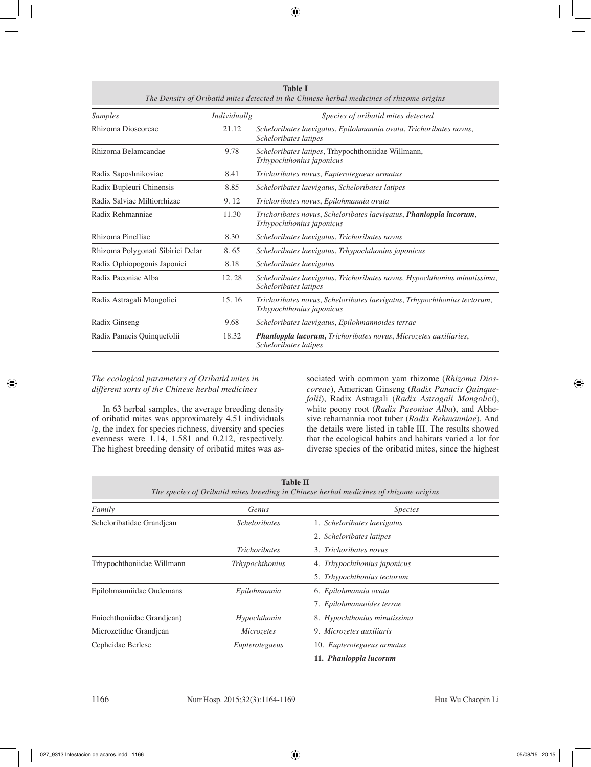**Table I**
*The Density of Oribatid mites detected in the Chinese herbal medicines of rhizome origins*

| *Samples* | *Individual/g* | *Species of oribatid mites detected* |
|---|---|---|
| Rhizoma Dioscoreae | 21.12 | *Scheloribates laevigatus*, *Epilohmannia ovata*, *Trichoribates novus*, *Scheloribates latipes* |
| Rhizoma Belamcandae | 9.78 | *Scheloribates latipes*, Trhypochthoniidae Willmann, *Trhypochthonius japonicus* |
| Radix Saposhnikoviae | 8.41 | *Trichoribates novus*, *Eupterotegaeus armatus* |
| Radix Bupleuri Chinensis | 8.85 | *Scheloribates laevigatus*, *Scheloribates latipes* |
| Radix Salviae Miltiorrhizae | 9. 12 | *Trichoribates novus*, *Epilohmannia ovata* |
| Radix Rehmanniae | 11.30 | *Trichoribates novus*, *Scheloribates laevigatus*, ***Phanloppla lucorum***, *Trhypochthonius japonicus* |
| Rhizoma Pinelliae | 8.30 | *Scheloribates laevigatus*, *Trichoribates novus* |
| Rhizoma Polygonati Sibirici Delar | 8. 65 | *Scheloribates laevigatus*, *Trhypochthonius japonicus* |
| Radix Ophiopogonis Japonici | 8.18 | *Scheloribates laevigatus* |
| Radix Paeoniae Alba | 12. 28 | *Scheloribates laevigatus*, *Trichoribates novus, Hypochthonius minutissima*, *Scheloribates latipes* |
| Radix Astragali Mongolici | 15. 16 | *Trichoribates novus*, *Scheloribates laevigatus*, *Trhypochthonius tectorum*, *Trhypochthonius japonicus* |
| Radix Ginseng | 9.68 | *Scheloribates laevigatus*, *Epilohmannoides terrae* |
| Radix Panacis Quinquefolii | 18.32 | ***Phanloppla lucorum*,** *Trichoribates novus*, *Microzetes auxiliaries*, *Scheloribates latipes* |

### *The ecological parameters of Oribatid mites in different sorts of the Chinese herbal medicines*

In 63 herbal samples, the average breeding density of oribatid mites was approximately 4.51 individuals /g, the index for species richness, diversity and species evenness were 1.14, 1.581 and 0.212, respectively. The highest breeding density of oribatid mites was associated with common yam rhizome (*Rhizoma Dioscoreae*), American Ginseng (*Radix Panacis Quinquefolii*), Radix Astragali (*Radix Astragali Mongolici*), white peony root (*Radix Paeoniae Alba*), and Abhesive rehamannia root tuber (*Radix Rehmanniae*). And the details were listed in table III. The results showed that the ecological habits and habitats varied a lot for diverse species of the oribatid mites, since the highest

**Table II**
*The species of Oribatid mites breeding in Chinese herbal medicines of rhizome origins*

| *Family* | *Genus* | *Species* |
|---|---|---|
| Scheloribatidae Grandjean | *Scheloribates* | 1. *Scheloribates laevigatus* |
| | | 2. *Scheloribates latipes* |
| | *Trichoribates* | 3. *Trichoribates novus* |
| Trhypochthoniidae Willmann | *Trhypochthonius* | 4. *Trhypochthonius japonicus* |
| | | 5. *Trhypochthonius tectorum* |
| Epilohmanniidae Oudemans | *Epilohmannia* | 6. *Epilohmannia ovata* |
| | | 7. *Epilohmannoides terrae* |
| Eniochthoniidae Grandjean) | *Hypochthoniu* | 8. *Hypochthonius minutissima* |
| Microzetidae Grandjean | *Microzetes* | 9. *Microzetes auxiliaris* |
| Cepheidae Berlese | *Eupterotegaeus* | 10. *Eupterotegaeus armatus* |
| | | **11. *Phanloppla lucorum*** |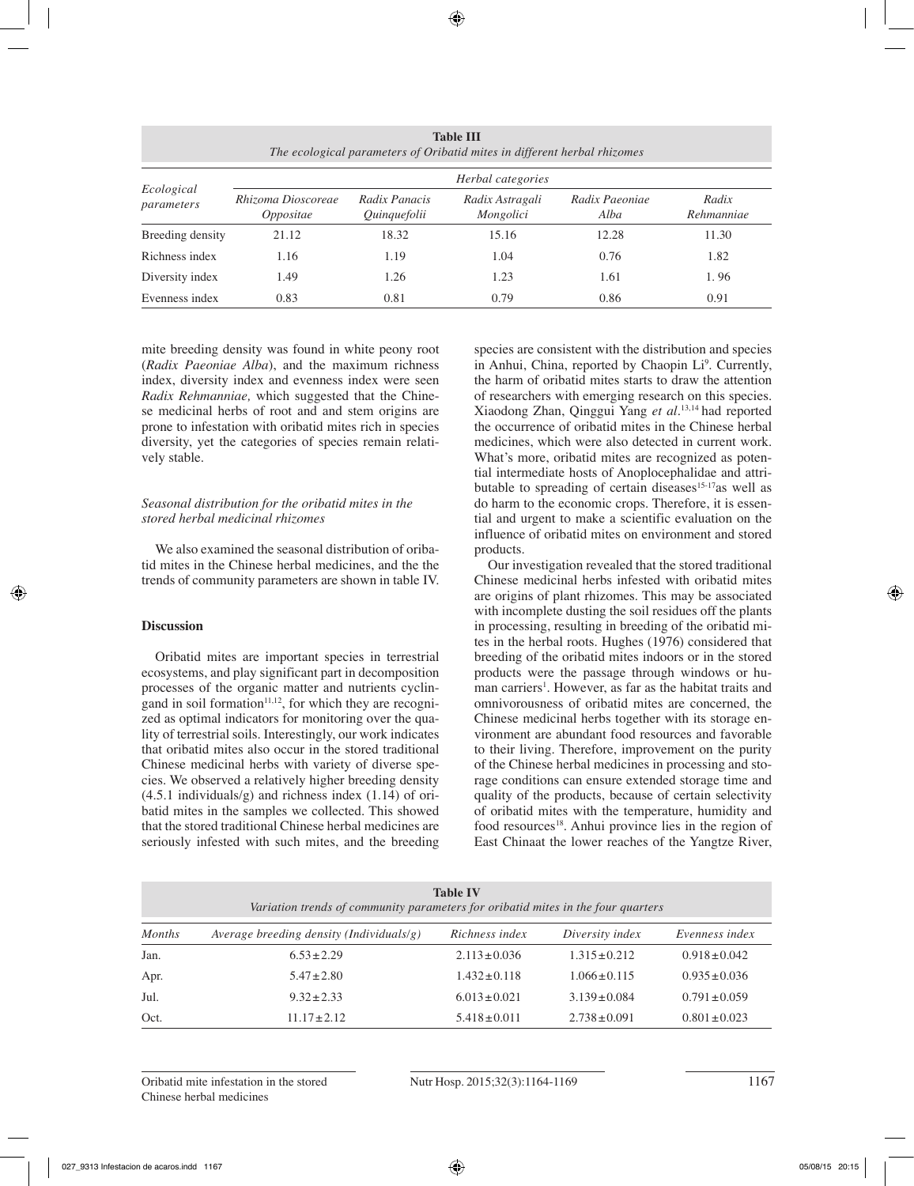**Table III**
*The ecological parameters of Oribatid mites in different herbal rhizomes*

| *Ecological parameters* | *Herbal categories* | | | | |
|---|---|---|---|---|---|
| | *Rhizoma Dioscoreae Oppositae* | *Radix Panacis Quinquefolii* | *Radix Astragali Mongolici* | *Radix Paeoniae Alba* | *Radix Rehmanniae* |
| Breeding density | 21.12 | 18.32 | 15.16 | 12.28 | 11.30 |
| Richness index | 1.16 | 1.19 | 1.04 | 0.76 | 1.82 |
| Diversity index | 1.49 | 1.26 | 1.23 | 1.61 | 1. 96 |
| Evenness index | 0.83 | 0.81 | 0.79 | 0.86 | 0.91 |

mite breeding density was found in white peony root (*Radix Paeoniae Alba*), and the maximum richness index, diversity index and evenness index were seen *Radix Rehmanniae,* which suggested that the Chinese medicinal herbs of root and and stem origins are prone to infestation with oribatid mites rich in species diversity, yet the categories of species remain relatively stable.

### *Seasonal distribution for the oribatid mites in the stored herbal medicinal rhizomes*

We also examined the seasonal distribution of oribatid mites in the Chinese herbal medicines, and the the trends of community parameters are shown in table IV.

## Discussion

Oribatid mites are important species in terrestrial ecosystems, and play significant part in decomposition processes of the organic matter and nutrients cyclingand in soil formation[11,12], for which they are recognized as optimal indicators for monitoring over the quality of terrestrial soils. Interestingly, our work indicates that oribatid mites also occur in the stored traditional Chinese medicinal herbs with variety of diverse species. We observed a relatively higher breeding density (4.5.1 individuals/g) and richness index (1.14) of oribatid mites in the samples we collected. This showed that the stored traditional Chinese herbal medicines are seriously infested with such mites, and the breeding species are consistent with the distribution and species in Anhui, China, reported by Chaopin Li[9]. Currently, the harm of oribatid mites starts to draw the attention of researchers with emerging research on this species. Xiaodong Zhan, Qinggui Yang *et al*.[13,14] had reported the occurrence of oribatid mites in the Chinese herbal medicines, which were also detected in current work. What's more, oribatid mites are recognized as potential intermediate hosts of Anoplocephalidae and attributable to spreading of certain diseases[15-17]as well as do harm to the economic crops. Therefore, it is essential and urgent to make a scientific evaluation on the influence of oribatid mites on environment and stored products.

Our investigation revealed that the stored traditional Chinese medicinal herbs infested with oribatid mites are origins of plant rhizomes. This may be associated with incomplete dusting the soil residues off the plants in processing, resulting in breeding of the oribatid mites in the herbal roots. Hughes (1976) considered that breeding of the oribatid mites indoors or in the stored products were the passage through windows or human carriers[1]. However, as far as the habitat traits and omnivorousness of oribatid mites are concerned, the Chinese medicinal herbs together with its storage environment are abundant food resources and favorable to their living. Therefore, improvement on the purity of the Chinese herbal medicines in processing and storage conditions can ensure extended storage time and quality of the products, because of certain selectivity of oribatid mites with the temperature, humidity and food resources[18]. Anhui province lies in the region of East Chinaat the lower reaches of the Yangtze River,

**Table IV**
*Variation trends of community parameters for oribatid mites in the four quarters*

| *Months* | *Average breeding density (Individuals/g)* | *Richness index* | *Diversity index* | *Evenness index* |
|---|---|---|---|---|
| Jan. | 6.53 ± 2.29 | 2.113 ± 0.036 | 1.315 ± 0.212 | 0.918 ± 0.042 |
| Apr. | 5.47 ± 2.80 | 1.432 ± 0.118 | 1.066 ± 0.115 | 0.935 ± 0.036 |
| Jul. | 9.32 ± 2.33 | 6.013 ± 0.021 | 3.139 ± 0.084 | 0.791 ± 0.059 |
| Oct. | 11.17 ± 2.12 | 5.418 ± 0.011 | 2.738 ± 0.091 | 0.801 ± 0.023 |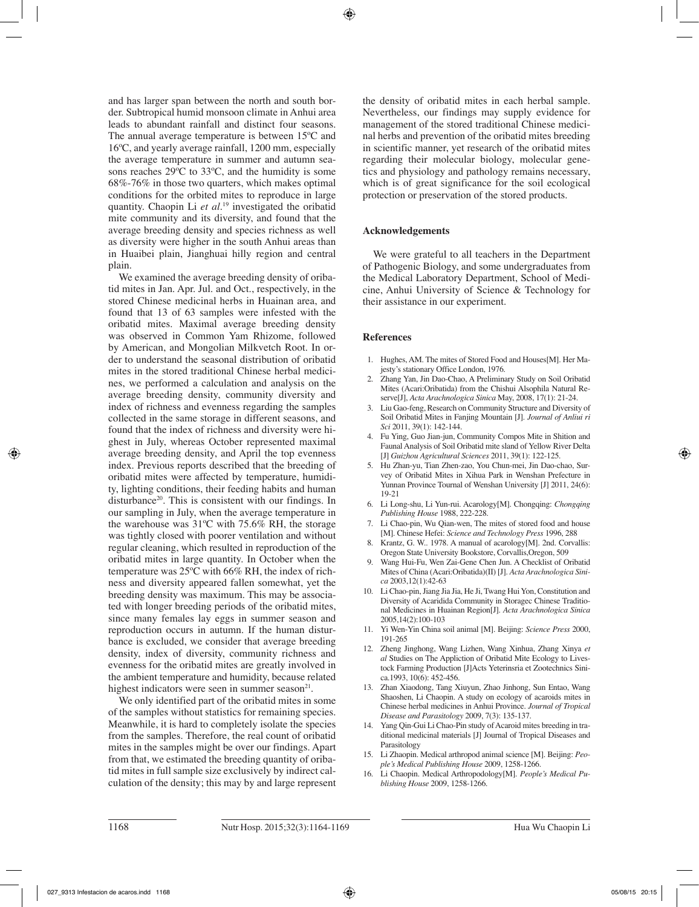and has larger span between the north and south border. Subtropical humid monsoon climate in Anhui area leads to abundant rainfall and distinct four seasons. The annual average temperature is between 15ºC and 16ºC, and yearly average rainfall, 1200 mm, especially the average temperature in summer and autumn seasons reaches 29ºC to 33ºC, and the humidity is some 68%-76% in those two quarters, which makes optimal conditions for the orbited mites to reproduce in large quantity. Chaopin Li *et al*.[19] investigated the oribatid mite community and its diversity, and found that the average breeding density and species richness as well as diversity were higher in the south Anhui areas than in Huaibei plain, Jianghuai hilly region and central plain.

We examined the average breeding density of oribatid mites in Jan. Apr. Jul. and Oct., respectively, in the stored Chinese medicinal herbs in Huainan area, and found that 13 of 63 samples were infested with the oribatid mites. Maximal average breeding density was observed in Common Yam Rhizome, followed by American, and Mongolian Milkvetch Root. In order to understand the seasonal distribution of oribatid mites in the stored traditional Chinese herbal medicines, we performed a calculation and analysis on the average breeding density, community diversity and index of richness and evenness regarding the samples collected in the same storage in different seasons, and found that the index of richness and diversity were highest in July, whereas October represented maximal average breeding density, and April the top evenness index. Previous reports described that the breeding of oribatid mites were affected by temperature, humidity, lighting conditions, their feeding habits and human disturbance[20]. This is consistent with our findings. In our sampling in July, when the average temperature in the warehouse was 31ºC with 75.6% RH, the storage was tightly closed with poorer ventilation and without regular cleaning, which resulted in reproduction of the oribatid mites in large quantity. In October when the temperature was 25ºC with 66% RH, the index of richness and diversity appeared fallen somewhat, yet the breeding density was maximum. This may be associated with longer breeding periods of the oribatid mites, since many females lay eggs in summer season and reproduction occurs in autumn. If the human disturbance is excluded, we consider that average breeding density, index of diversity, community richness and evenness for the oribatid mites are greatly involved in the ambient temperature and humidity, because related highest indicators were seen in summer season[21].

We only identified part of the oribatid mites in some of the samples without statistics for remaining species. Meanwhile, it is hard to completely isolate the species from the samples. Therefore, the real count of oribatid mites in the samples might be over our findings. Apart from that, we estimated the breeding quantity of oribatid mites in full sample size exclusively by indirect calculation of the density; this may by and large represent the density of oribatid mites in each herbal sample. Nevertheless, our findings may supply evidence for management of the stored traditional Chinese medicinal herbs and prevention of the oribatid mites breeding in scientific manner, yet research of the oribatid mites regarding their molecular biology, molecular genetics and physiology and pathology remains necessary, which is of great significance for the soil ecological protection or preservation of the stored products.

## Acknowledgements

We were grateful to all teachers in the Department of Pathogenic Biology, and some undergraduates from the Medical Laboratory Department, School of Medicine, Anhui University of Science & Technology for their assistance in our experiment.

## References

1. Hughes, AM. The mites of Stored Food and Houses[M]. Her Majesty's stationary Office London, 1976.
2. Zhang Yan, Jin Dao-Chao, A Preliminary Study on Soil Oribatid Mites (Acari:Oribatida) from the Chishui Alsophila Natural Reserve[J], *Acta Arachnologica Sinica* May, 2008, 17(1): 21-24.
3. Liu Gao-feng, Research on Community Structure and Diversity of Soil Oribatid Mites in Fanjing Mountain [J]. *Journal of Anliui ri Sci* 2011, 39(1): 142-144.
4. Fu Ying, Guo Jian-jun, Community Compos Mite in Shition and Faunal Analysis of Soil Oribatid mite sland of Yellow River Delta [J] *Guizhou Agricultural Sciences* 2011, 39(1): 122-125.
5. Hu Zhan-yu, Tian Zhen-zao, You Chun-mei, Jin Dao-chao, Survey of Oribatid Mites in Xihua Park in Wenshan Prefecture in Yunnan Province Tournal of Wenshan University [J] 2011, 24(6): 19-21
6. Li Long-shu, Li Yun-rui. Acarology[M]. Chongqing: *Chongqing Publishing House* 1988, 222-228.
7. Li Chao-pin, Wu Qian-wen, The mites of stored food and house [M]. Chinese Hefei: *Science and Technology Press* 1996, 288
8. Krantz, G. W.. 1978. A manual of acarology[M]. 2nd. Corvallis: Oregon State University Bookstore, Corvallis,Oregon, 509
9. Wang Hui-Fu, Wen Zai-Gene Chen Jun. A Checklist of Oribatid Mites of China (Acari:Oribatida)(II) [J]. *Acta Arachnologica Sinica* 2003,12(1):42-63
10. Li Chao-pin, Jiang Jia Jia, He Ji, Twang Hui Yon, Constitution and Diversity of Acaridida Community in Storagec Chinese Traditional Medicines in Huainan Region[J]. *Acta Arachnologica Sinica* 2005,14(2):100-103
11. Yi Wen-Yin China soil animal [M]. Beijing: *Science Press* 2000, 191-265
12. Zheng Jinghong, Wang Lizhen, Wang Xinhua, Zhang Xinya *et al* Studies on The Appliction of Oribatid Mite Ecology to Livestock Farming Production [J]Acts Yeterinsria et Zootechnics Sinica.1993, 10(6): 452-456.
13. Zhan Xiaodong, Tang Xiuyun, Zhao Jinhong, Sun Entao, Wang Shaoshen, Li Chaopin. A study on ecology of acaroids mites in Chinese herbal medicines in Anhui Province. *Journal of Tropical Disease and Parasitology* 2009, 7(3): 135-137.
14. Yang Qin-Gui Li Chao-Pin study of Acaroid mites breeding in traditional medicinal materials [J] Journal of Tropical Diseases and Parasitology
15. Li Zhaopin. Medical arthropod animal science [M]. Beijing: *People's Medical Publishing House* 2009, 1258-1266.
16. Li Chaopin. Medical Arthropodology[M]. *People's Medical Publishing House* 2009, 1258-1266.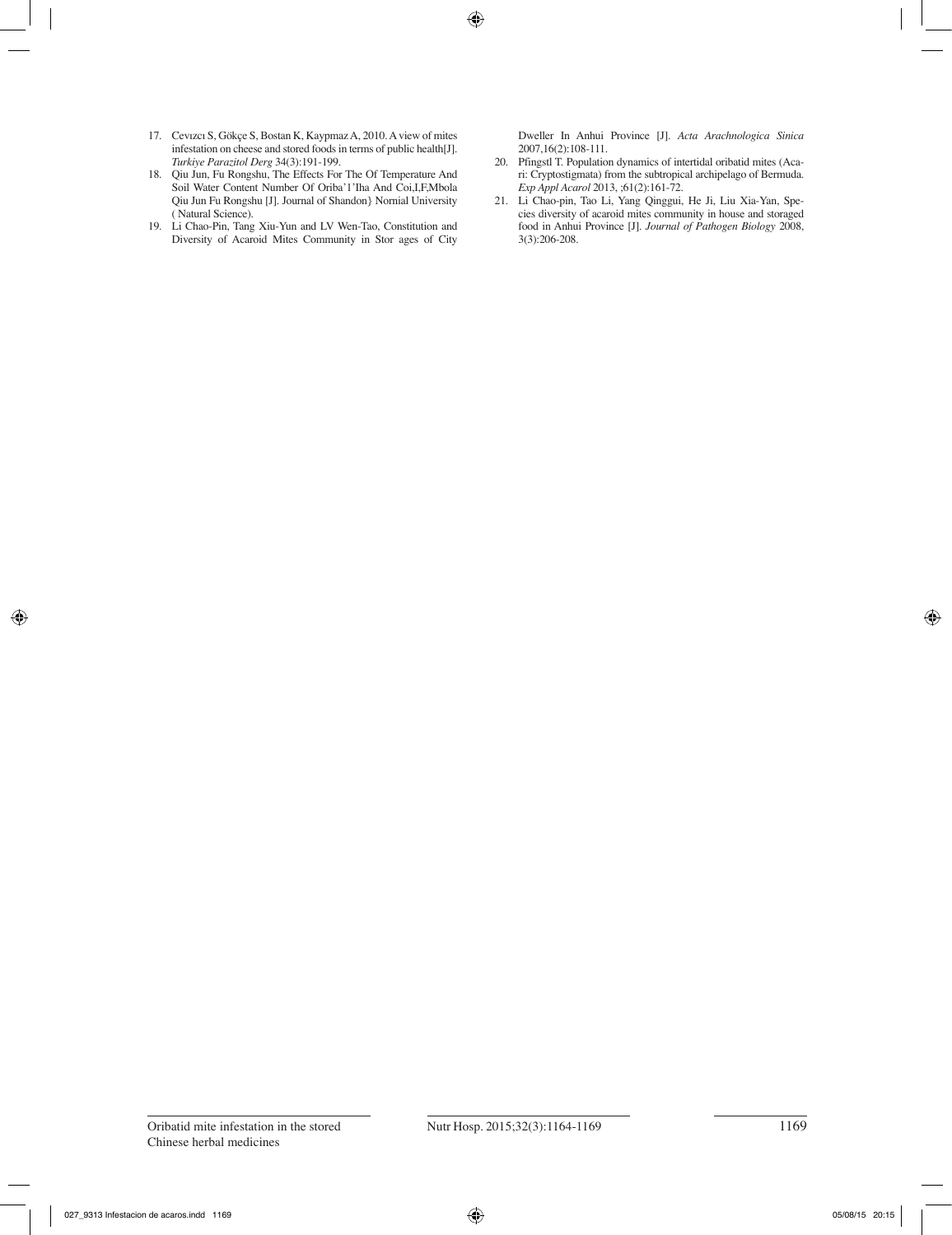17. Cevızcı S, Gökçe S, Bostan K, Kaypmaz A, 2010. A view of mites infestation on cheese and stored foods in terms of public health[J]. *Turkiye Parazitol Derg* 34(3):191-199.
18. Qiu Jun, Fu Rongshu, The Effects For The Of Temperature And Soil Water Content Number Of Oriba'1'Iha And Coi,I,F,Mbola Qiu Jun Fu Rongshu [J]. Journal of Shandon} Nornial University ( Natural Science).
19. Li Chao-Pin, Tang Xiu-Yun and LV Wen-Tao, Constitution and Diversity of Acaroid Mites Community in Stor ages of City Dweller In Anhui Province [J]. *Acta Arachnologica Sinica* 2007,16(2):108-111.
20. Pfingstl T. Population dynamics of intertidal oribatid mites (Acari: Cryptostigmata) from the subtropical archipelago of Bermuda. *Exp Appl Acarol* 2013, ;61(2):161-72.
21. Li Chao-pin, Tao Li, Yang Qinggui, He Ji, Liu Xia-Yan, Species diversity of acaroid mites community in house and storaged food in Anhui Province [J]. *Journal of Pathogen Biology* 2008, 3(3):206-208.